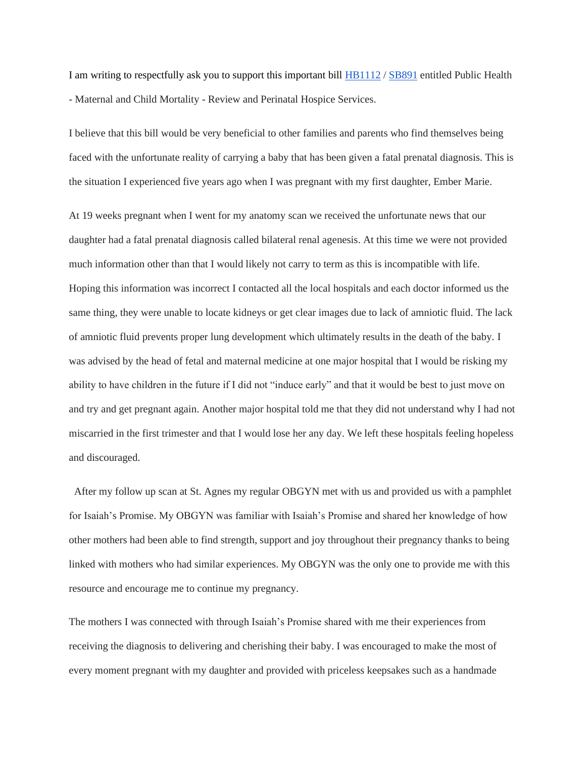I am writing to respectfully ask you to support this important bill HB1112 / SB891 entitled Public Health - Maternal and Child Mortality - Review and Perinatal Hospice Services.

I believe that this bill would be very beneficial to other families and parents who find themselves being faced with the unfortunate reality of carrying a baby that has been given a fatal prenatal diagnosis. This is the situation I experienced five years ago when I was pregnant with my first daughter, Ember Marie.

At 19 weeks pregnant when I went for my anatomy scan we received the unfortunate news that our daughter had a fatal prenatal diagnosis called bilateral renal agenesis. At this time we were not provided much information other than that I would likely not carry to term as this is incompatible with life. Hoping this information was incorrect I contacted all the local hospitals and each doctor informed us the same thing, they were unable to locate kidneys or get clear images due to lack of amniotic fluid. The lack of amniotic fluid prevents proper lung development which ultimately results in the death of the baby. I was advised by the head of fetal and maternal medicine at one major hospital that I would be risking my ability to have children in the future if I did not "induce early" and that it would be best to just move on and try and get pregnant again. Another major hospital told me that they did not understand why I had not miscarried in the first trimester and that I would lose her any day. We left these hospitals feeling hopeless and discouraged.

After my follow up scan at St. Agnes my regular OBGYN met with us and provided us with a pamphlet for Isaiah's Promise. My OBGYN was familiar with Isaiah's Promise and shared her knowledge of how other mothers had been able to find strength, support and joy throughout their pregnancy thanks to being linked with mothers who had similar experiences. My OBGYN was the only one to provide me with this resource and encourage me to continue my pregnancy.

The mothers I was connected with through Isaiah's Promise shared with me their experiences from receiving the diagnosis to delivering and cherishing their baby. I was encouraged to make the most of every moment pregnant with my daughter and provided with priceless keepsakes such as a handmade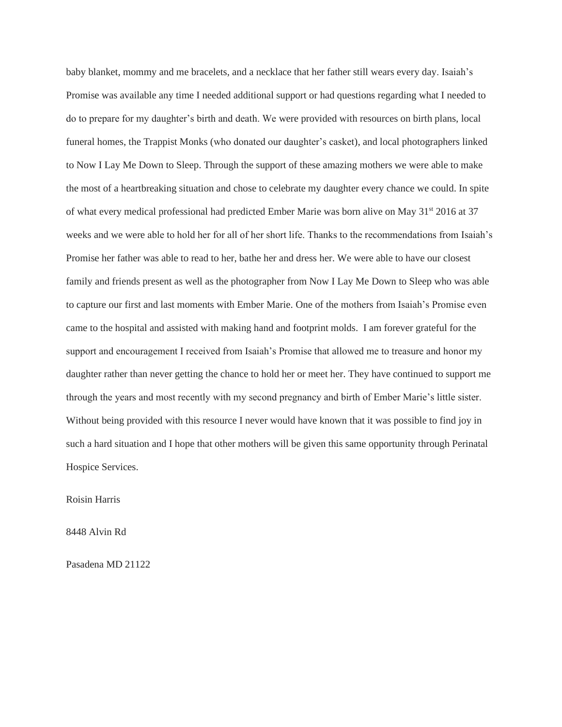baby blanket, mommy and me bracelets, and a necklace that her father still wears every day. Isaiah's Promise was available any time I needed additional support or had questions regarding what I needed to do to prepare for my daughter's birth and death. We were provided with resources on birth plans, local funeral homes, the Trappist Monks (who donated our daughter's casket), and local photographers linked to Now I Lay Me Down to Sleep. Through the support of these amazing mothers we were able to make the most of a heartbreaking situation and chose to celebrate my daughter every chance we could. In spite of what every medical professional had predicted Ember Marie was born alive on May 31st 2016 at 37 weeks and we were able to hold her for all of her short life. Thanks to the recommendations from Isaiah's Promise her father was able to read to her, bathe her and dress her. We were able to have our closest family and friends present as well as the photographer from Now I Lay Me Down to Sleep who was able to capture our first and last moments with Ember Marie. One of the mothers from Isaiah's Promise even came to the hospital and assisted with making hand and footprint molds. I am forever grateful for the support and encouragement I received from Isaiah's Promise that allowed me to treasure and honor my daughter rather than never getting the chance to hold her or meet her. They have continued to support me through the years and most recently with my second pregnancy and birth of Ember Marie's little sister. Without being provided with this resource I never would have known that it was possible to find joy in such a hard situation and I hope that other mothers will be given this same opportunity through Perinatal Hospice Services.

Roisin Harris

8448 Alvin Rd

Pasadena MD 21122